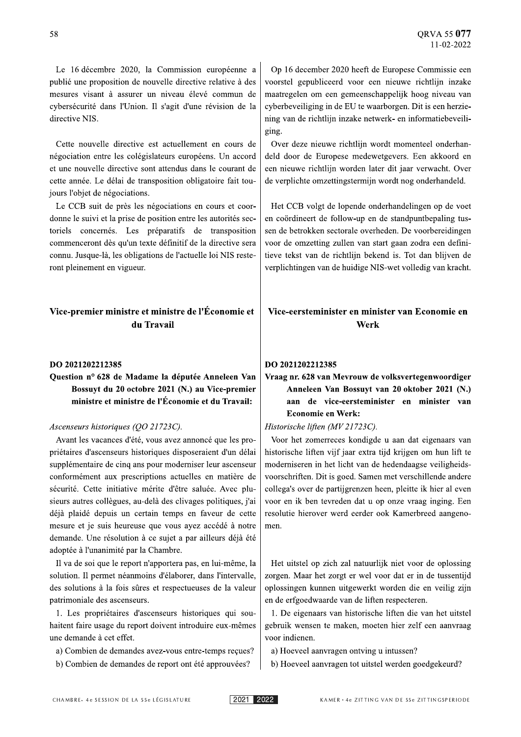Le 16 décembre 2020, la Commission européenne a publié une proposition de nouvelle directive relative à des mesures visant à assurer un niveau élevé commun de cybersécurité dans l'Union. Il s'agit d'une révision de la directive NIS.

Cette nouvelle directive est actuellement en cours de négociation entre les colégislateurs européens. Un accord et une nouvelle directive sont attendus dans le courant de cette année. Le délai de transposition obligatoire fait toujours l'objet de négociations.

Le CCB suit de près les négociations en cours et coordonne le suivi et la prise de position entre les autorités sectoriels concernés. Les préparatifs de transposition commenceront dès qu'un texte définitif de la directive sera connu. Jusque-là, les obligations de l'actuelle loi NIS resteront pleinement en vigueur.

Op 16 december 2020 heeft de Europese Commissie een voorstel gepubliceerd voor een nieuwe richtlijn inzake maatregelen om een gemeenschappelijk hoog niveau van cyberbeveiliging in de EU te waarborgen. Dit is een herziening van de richtlijn inzake netwerk- en informatiebeveiliging.

Over deze nieuwe richtlijn wordt momenteel onderhandeld door de Europese medewetgevers. Een akkoord en een nieuwe richtlijn worden later dit jaar verwacht. Over de verplichte omzettingstermijn wordt nog onderhandeld.

Het CCB volgt de lopende onderhandelingen op de voet en coördineert de follow-up en de standpuntbepaling tussen de betrokken sectorale overheden. De voorbereidingen voor de omzetting zullen van start gaan zodra een definitieve tekst van de richtlijn bekend is. Tot dan blijven de verplichtingen van de huidige NIS-wet volledig van kracht.

## Vice-premier ministre et ministre de l'Économie et du Travail

## Vice-eersteminister en minister van Economie en Werk

### DO 2021202212385

**Question n° 628 de Madame la députée Anneleen Van Bossuyt du 20 octobre 2021 (N.) au Vice-premier ministre et ministre de l'Économie et du Travail:**

*Ascenseurs historiques (QO 21723C).*

Avant les vacances d'été, vous avez annoncé que les propriétaires d'ascenseurs historiques disposeraient d'un délai supplémentaire de cinq ans pour moderniser leur ascenseur conformément aux prescriptions actuelles en matière de sécurité. Cette initiative mérite d'être saluée. Avec plusieurs autres collègues, au-delà des clivages politiques, j'ai déjà plaidé depuis un certain temps en faveur de cette mesure et je suis heureuse que vous ayez accédé à notre demande. Une résolution à ce sujet a par ailleurs déjà été adoptée à l'unanimité par la Chambre.

Il va de soi que le report n'apportera pas, en lui-même, la solution. Il permet néanmoins d'élaborer, dans l'intervalle, des solutions à la fois sûres et respectueuses de la valeur patrimoniale des ascenseurs.

1. Les propriétaires d'ascenseurs historiques qui souhaitent faire usage du report doivent introduire eux-mêmes une demande à cet effet.

a) Combien de demandes avez-vous entre-temps reçues?

b) Combien de demandes de report ont été approuvées?

### DO 2021202212385

**Vraag nr. 628 van Mevrouw de volksvertegenwoordiger Anneleen Van Bossuyt van 20 oktober 2021 (N.) aan de vice-eersteminister en minister van Economie en Werk:**

*Historische liften (MV 21723C).*

Voor het zomerreces kondigde u aan dat eigenaars van historische liften vijf jaar extra tijd krijgen om hun lift te moderniseren in het licht van de hedendaagse veiligheidsvoorschriften. Dit is goed. Samen met verschillende andere collega's over de partijgrenzen heen, pleitte ik hier al even voor en ik ben tevreden dat u op onze vraag inging. Een resolutie hierover werd eerder ook Kamerbreed aangenomen.

Het uitstel op zich zal natuurlijk niet voor de oplossing zorgen. Maar het zorgt er wel voor dat er in de tussentijd oplossingen kunnen uitgewerkt worden die en veilig zijn en de erfgoedwaarde van de liften respecteren.

1. De eigenaars van historische liften die van het uitstel gebruik wensen te maken, moeten hier zelf een aanvraag voor indienen.

a) Hoeveel aanvragen ontving u intussen?

b) Hoeveel aanvragen tot uitstel werden goedgekeurd?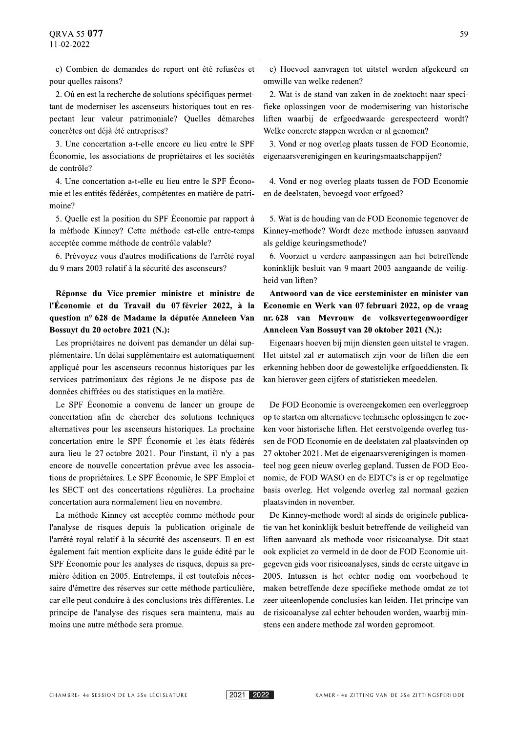c) Combien de demandes de report ont été refusées et pour quelles raisons?

2. Où en est la recherche de solutions spécifiques permettant de moderniser les ascenseurs historiques tout en respectant leur valeur patrimoniale? Quelles démarches concrètes ont déjà été entreprises?

3. Une concertation a-t-elle encore eu lieu entre le SPF Économie, les associations de propriétaires et les sociétés de contrôle?

4. Une concertation a-t-elle encore eu lieu entre le SPF Économie et les entités fédérées, compétentes en matière de patrimoine?

5. Quelle est la position du SPF Économie par rapport à la méthode Kinney? Cette méthode est-elle entre-temps acceptée comme méthode de contrôle valable?

6. Prévoyez-vous d'autres modifications de l'arrêté royal du 9 mars 2003 relatif à la sécurité des ascenseurs?

**Réponse du Vice-premier ministre et ministre de l'Économie et du Travail du 07 février 2022, à la question n° 628 de Madame la députée Anneleen Van Bossuyt du 20 octobre 2021 (N.):**

Les propriétaires ne doivent pas demander un délai supplémentaire. Un délai supplémentaire est automatiquement appliqué pour les ascenseurs reconnus historiques par les services patrimoniaux des régions Je ne dispose pas de données chiffrées ou des statistiques en la matière.

Le SPF Économie a convenu de lancer un groupe de concertation afin de chercher des solutions techniques alternatives pour les ascenseurs historiques. La prochaine concertation entre le SPF Économie et les états fédérés aura lieu le 27 octobre 2021. Pour l'instant, il n'y a pas encore de nouvelle concertation prévue avec les associations de propriétaires. Le SPF Économie, le SPF Emploi et les SECT ont des concertations régulières. La prochaine concertation aura normalement lieu en novembre.

La méthode Kinney est acceptée comme méthode pour l'analyse de risques depuis la publication originale de l'arrêté royal relatif à la sécurité des ascenseurs. Il en est également fait mention explicite dans le guide édité par le SPF Économie pour les analyses de risques, depuis sa première édition en 2005. Entretemps, il est toutefois nécessaire d'émettre des réserves sur cette méthode particulière, car elle peut conduire à des conclusions très différentes. Le principe de l'analyse des risques sera maintenu, mais au moins une autre méthode sera promue.

c) Hoeveel aanvragen tot uitstel werden afgekeurd en omwille van welke redenen?

2. Wat is de stand van zaken in de zoektocht naar specifieke oplossingen voor de modernisering van historische liften waarbij de erfgoedwaarde gerespecteerd wordt? Welke concrete stappen werden er al genomen?

3. Vond er nog overleg plaats tussen de FOD Economie, eigenaarsverenigingen en keuringsmaatschappijen?

4. Vond er nog overleg plaats tussen de FOD Economie en de deelstaten, bevoegd voor erfgoed?

5. Wat is de houding van de FOD Economie tegenover de Kinney-methode? Wordt deze methode intussen aanvaard als geldige keuringsmethode?

6. Voorziet u verdere aanpassingen aan het betreffende koninklijk besluit van 9 maart 2003 aangaande de veiligheid van liften?

**Antwoord van de vice-eersteminister en minister van Economie en Werk van 07 februari 2022, op de vraag nr. 628 van Mevrouw de volksvertegenwoordiger Anneleen Van Bossuyt van 20 oktober 2021 (N.):**

Eigenaars hoeven bij mijn diensten geen uitstel te vragen. Het uitstel zal er automatisch zijn voor de liften die een erkenning hebben door de gewestelijke erfgoeddiensten. Ik kan hierover geen cijfers of statistieken meedelen.

De FOD Economie is overeengekomen een overleggroep op te starten om alternatieve technische oplossingen te zoeken voor historische liften. Het eerstvolgende overleg tussen de FOD Economie en de deelstaten zal plaatsvinden op 27 oktober 2021. Met de eigenaarsverenigingen is momenteel nog geen nieuw overleg gepland. Tussen de FOD Economie, de FOD WASO en de EDTC's is er op regelmatige basis overleg. Het volgende overleg zal normaal gezien plaatsvinden in november.

De Kinney-methode wordt al sinds de originele publicatie van het koninklijk besluit betreffende de veiligheid van liften aanvaard als methode voor risicoanalyse. Dit staat ook expliciet zo vermeld in de door de FOD Economie uitgegeven gids voor risicoanalyses, sinds de eerste uitgave in 2005. Intussen is het echter nodig om voorbehoud te maken betreffende deze specifieke methode omdat ze tot zeer uiteenlopende conclusies kan leiden. Het principe van de risicoanalyse zal echter behouden worden, waarbij minstens een andere methode zal worden gepromoot.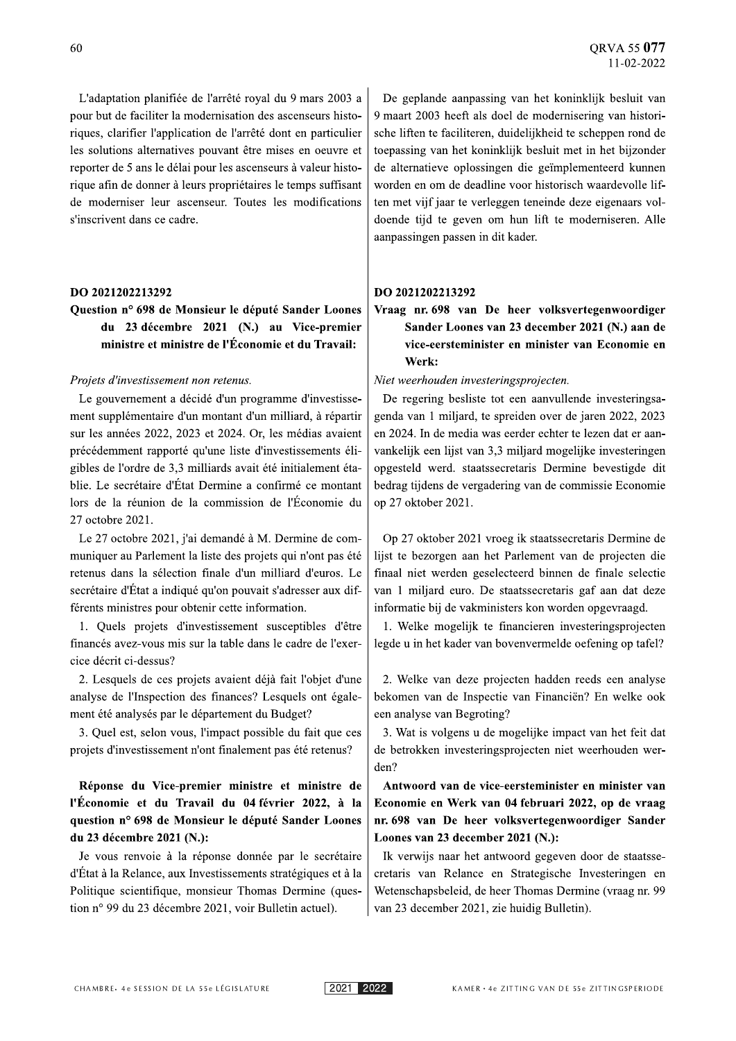L'adaptation planifiée de l'arrêté royal du 9 mars 2003 a pour but de faciliter la modernisation des ascenseurs historiques, clarifier l'application de l'arrêté dont en particulier les solutions alternatives pouvant être mises en oeuvre et reporter de 5 ans le délai pour les ascenseurs à valeur historique afin de donner à leurs propriétaires le temps suffisant de moderniser leur ascenseur. Toutes les modifications s'inscrivent dans ce cadre.

De geplande aanpassing van het koninklijk besluit van 9 maart 2003 heeft als doel de modernisering van historische liften te faciliteren, duidelijkheid te scheppen rond de toepassing van het koninklijk besluit met in het bijzonder de alternatieve oplossingen die geïmplementeerd kunnen worden en om de deadline voor historisch waardevolle liften met vijf jaar te verleggen teneinde deze eigenaars voldoende tijd te geven om hun lift te moderniseren. Alle aanpassingen passen in dit kader.

**DO 2021202213292**

**Question n° 698 de Monsieur le député Sander Loones du 23 décembre 2021 (N.) au Vice-premier ministre et ministre de l'Économie et du Travail:**

*Projets d'investissement non retenus.*

Le gouvernement a décidé d'un programme d'investissement supplémentaire d'un montant d'un milliard, à répartir sur les années 2022, 2023 et 2024. Or, les médias avaient précédemment rapporté qu'une liste d'investissements éligibles de l'ordre de 3,3 milliards avait été initialement établie. Le secrétaire d'État Dermine a confirmé ce montant lors de la réunion de la commission de l'Économie du 27 octobre 2021.

Le 27 octobre 2021, j'ai demandé à M. Dermine de communiquer au Parlement la liste des projets qui n'ont pas été retenus dans la sélection finale d'un milliard d'euros. Le secrétaire d'État a indiqué qu'on pouvait s'adresser aux différents ministres pour obtenir cette information.

1. Quels projets d'investissement susceptibles d'être financés avez-vous mis sur la table dans le cadre de l'exercice décrit ci-dessus?

2. Lesquels de ces projets avaient déjà fait l'objet d'une analyse de l'Inspection des finances? Lesquels ont également été analysés par le département du Budget?

3. Quel est, selon vous, l'impact possible du fait que ces projets d'investissement n'ont finalement pas été retenus?

**Réponse du Vice-premier ministre et ministre de l'Économie et du Travail du 04 février 2022, à la question n° 698 de Monsieur le député Sander Loones du 23 décembre 2021 (N.):**

Je vous renvoie à la réponse donnée par le secrétaire d'État à la Relance, aux Investissements stratégiques et à la Politique scientifique, monsieur Thomas Dermine (question n° 99 du 23 décembre 2021, voir Bulletin actuel).

**DO 2021202213292**

**Vraag nr. 698 van De heer volksvertegenwoordiger Sander Loones van 23 december 2021 (N.) aan de vice-eersteminister en minister van Economie en Werk:**

*Niet weerhouden investeringsprojecten.*

De regering besliste tot een aanvullende investeringsagenda van 1 miljard, te spreiden over de jaren 2022, 2023 en 2024. In de media was eerder echter te lezen dat er aanvankelijk een lijst van 3,3 miljard mogelijke investeringen opgesteld werd. staatssecretaris Dermine bevestigde dit bedrag tijdens de vergadering van de commissie Economie op 27 oktober 2021.

Op 27 oktober 2021 vroeg ik staatssecretaris Dermine de lijst te bezorgen aan het Parlement van de projecten die finaal niet werden geselecteerd binnen de finale selectie van 1 miljard euro. De staatssecretaris gaf aan dat deze informatie bij de vakministers kon worden opgevraagd.

1. Welke mogelijk te financieren investeringsprojecten legde u in het kader van bovenvermelde oefening op tafel?

2. Welke van deze projecten hadden reeds een analyse bekomen van de Inspectie van Financiën? En welke ook een analyse van Begroting?

3. Wat is volgens u de mogelijke impact van het feit dat de betrokken investeringsprojecten niet weerhouden werden?

**Antwoord van de vice-eersteminister en minister van Economie en Werk van 04 februari 2022, op de vraag nr. 698 van De heer volksvertegenwoordiger Sander Loones van 23 december 2021 (N.):**

Ik verwijs naar het antwoord gegeven door de staatssecretaris van Relance en Strategische Investeringen en Wetenschapsbeleid, de heer Thomas Dermine (vraag nr. 99 van 23 december 2021, zie huidig Bulletin).